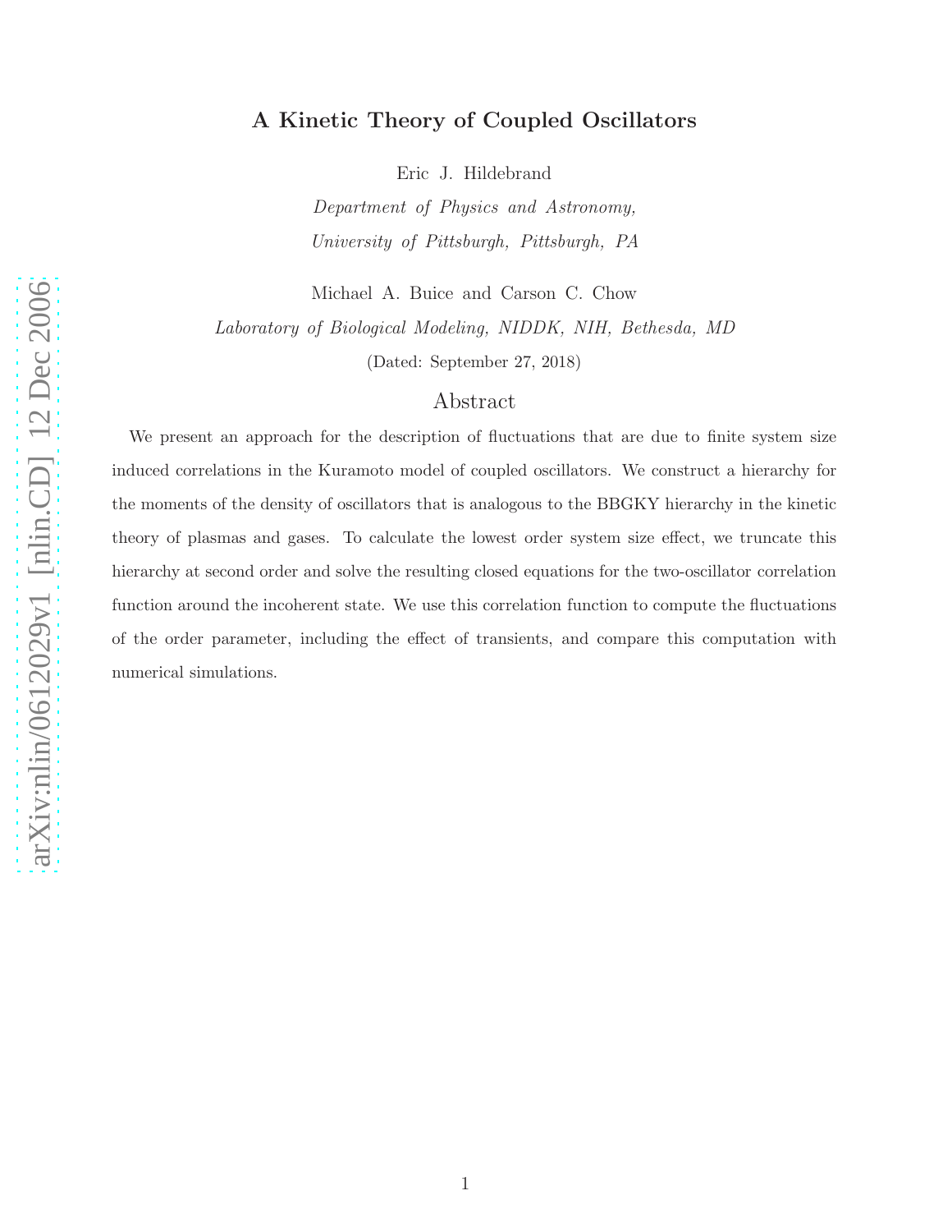# A Kinetic Theory of Coupled Oscillators

Eric J. Hildebrand

*Department of Physics and Astronomy,*

*University of Pittsburgh, Pittsburgh, PA*

Michael A. Buice and Carson C. Chow

*Laboratory of Biological Modeling, NIDDK, NIH, Bethesda, MD*

(Dated: September 27, 2018)

## Abstract

We present an approach for the description of fluctuations that are due to finite system size induced correlations in the Kuramoto model of coupled oscillators. We construct a hierarchy for the moments of the density of oscillators that is analogous to the BBGKY hierarchy in the kinetic theory of plasmas and gases. To calculate the lowest order system size effect, we truncate this hierarchy at second order and solve the resulting closed equations for the two-oscillator correlation function around the incoherent state. We use this correlation function to compute the fluctuations of the order parameter, including the effect of transients, and compare this computation with numerical simulations.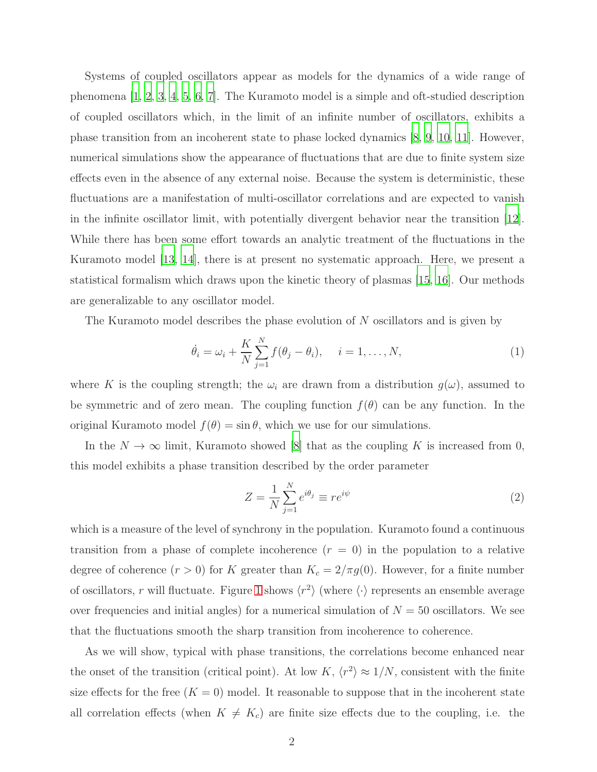Systems of coupled oscillators appear as models for the dynamics of a wide range of phenomena [1, 2, 3, 4, 5, 6, 7]. The Kuramoto model is a simple and oft-studied description of coupled oscillators which, in the limit of an infinite number of oscillators, exhibits a phase transition from an incoherent state to phase locked dynamics [8, 9, 10, 11]. However, numerical simulations show the appearance of fluctuations that are due to finite system size effects even in the absence of any external noise. Because the system is deterministic, these fluctuations are a manifestation of multi-oscillator correlations and are expected to vanish in the infinite oscillator limit, with potentially divergent behavior near the transition [12]. While there has been some effort towards an analytic treatment of the fluctuations in the Kuramoto model [13, 14], there is at present no systematic approach. Here, we present a statistical formalism which draws upon the kinetic theory of plasmas [15, 16]. Our methods are generalizable to any oscillator model.

The Kuramoto model describes the phase evolution of $N$ oscillators and is given by

$$\dot{\theta}_i = \omega_i + \frac{K}{N}\sum_{j=1}^{N} f(\theta_j - \theta_i), \quad i = 1, \ldots, N, \tag{1}$$

where $K$ is the coupling strength; the $\omega_i$ are drawn from a distribution $g(\omega)$, assumed to be symmetric and of zero mean. The coupling function $f(\theta)$ can be any function. In the original Kuramoto model $f(\theta) = \sin\theta$, which we use for our simulations.

In the $N \to \infty$ limit, Kuramoto showed [8] that as the coupling $K$ is increased from 0, this model exhibits a phase transition described by the order parameter

$$Z = \frac{1}{N}\sum_{j=1}^{N} e^{i\theta_j} \equiv re^{i\psi} \tag{2}$$

which is a measure of the level of synchrony in the population. Kuramoto found a continuous transition from a phase of complete incoherence ($r = 0$) in the population to a relative degree of coherence ($r > 0$) for $K$ greater than $K_c = 2/\pi g(0)$. However, for a finite number of oscillators, $r$ will fluctuate. Figure 1 shows $\langle r^2 \rangle$ (where $\langle \cdot \rangle$ represents an ensemble average over frequencies and initial angles) for a numerical simulation of $N = 50$ oscillators. We see that the fluctuations smooth the sharp transition from incoherence to coherence.

As we will show, typical with phase transitions, the correlations become enhanced near the onset of the transition (critical point). At low $K$, $\langle r^2 \rangle \approx 1/N$, consistent with the finite size effects for the free ($K = 0$) model. It reasonable to suppose that in the incoherent state all correlation effects (when $K \neq K_c$) are finite size effects due to the coupling, i.e. the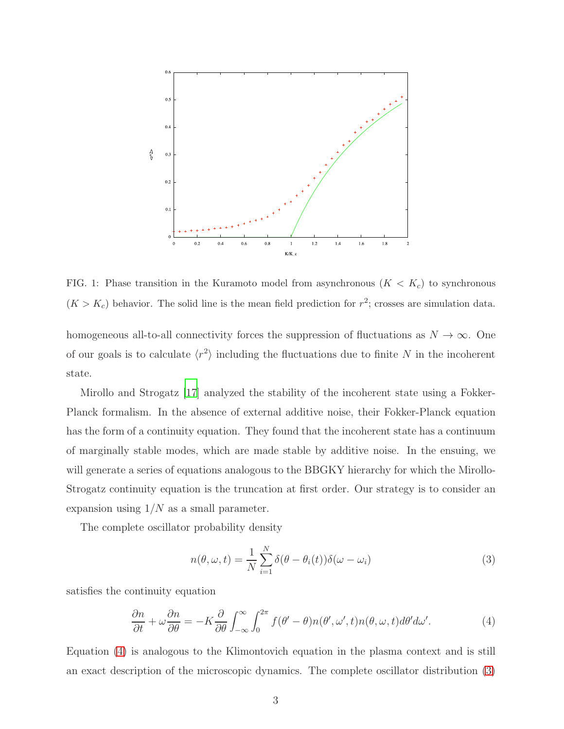FIG. 1: Phase transition in the Kuramoto model from asynchronous ($K < K_c$) to synchronous ($K > K_c$) behavior. The solid line is the mean field prediction for $r^2$; crosses are simulation data.

homogeneous all-to-all connectivity forces the suppression of fluctuations as $N \to \infty$. One of our goals is to calculate $\langle r^2 \rangle$ including the fluctuations due to finite $N$ in the incoherent state.

Mirollo and Strogatz [17] analyzed the stability of the incoherent state using a Fokker-Planck formalism. In the absence of external additive noise, their Fokker-Planck equation has the form of a continuity equation. They found that the incoherent state has a continuum of marginally stable modes, which are made stable by additive noise. In the ensuing, we will generate a series of equations analogous to the BBGKY hierarchy for which the Mirollo-Strogatz continuity equation is the truncation at first order. Our strategy is to consider an expansion using $1/N$ as a small parameter.

The complete oscillator probability density

$$n(\theta, \omega, t) = \frac{1}{N} \sum_{i=1}^{N} \delta(\theta - \theta_i(t)) \delta(\omega - \omega_i) \tag{3}$$

satisfies the continuity equation

$$\frac{\partial n}{\partial t} + \omega \frac{\partial n}{\partial \theta} = -K \frac{\partial}{\partial \theta} \int_{-\infty}^{\infty} \int_{0}^{2\pi} f(\theta' - \theta) n(\theta', \omega', t) n(\theta, \omega, t) d\theta' d\omega'. \tag{4}$$

Equation (4) is analogous to the Klimontovich equation in the plasma context and is still an exact description of the microscopic dynamics. The complete oscillator distribution (3)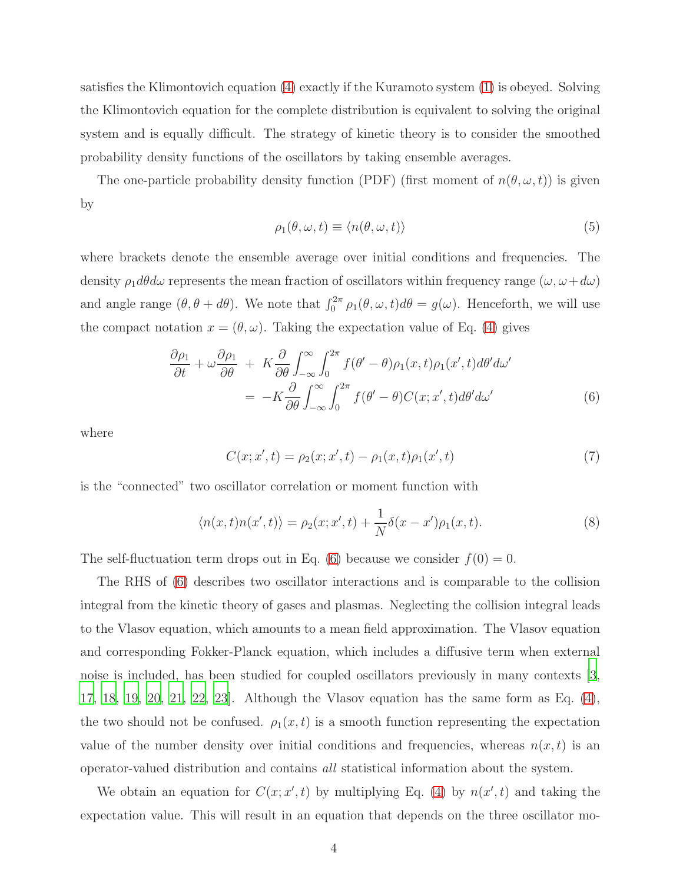satisfies the Klimontovich equation (4) exactly if the Kuramoto system (1) is obeyed. Solving the Klimontovich equation for the complete distribution is equivalent to solving the original system and is equally difficult. The strategy of kinetic theory is to consider the smoothed probability density functions of the oscillators by taking ensemble averages.

The one-particle probability density function (PDF) (first moment of $n(\theta, \omega, t)$) is given by

$$\rho_1(\theta, \omega, t) \equiv \langle n(\theta, \omega, t) \rangle \tag{5}$$

where brackets denote the ensemble average over initial conditions and frequencies. The density $\rho_1 d\theta d\omega$ represents the mean fraction of oscillators within frequency range $(\omega, \omega + d\omega)$ and angle range $(\theta, \theta + d\theta)$. We note that $\int_0^{2\pi} \rho_1(\theta, \omega, t) d\theta = g(\omega)$. Henceforth, we will use the compact notation $x = (\theta, \omega)$. Taking the expectation value of Eq. (4) gives

$$\begin{aligned}
\frac{\partial \rho_1}{\partial t} + \omega \frac{\partial \rho_1}{\partial \theta} \; + \; K \frac{\partial}{\partial \theta} \int_{-\infty}^{\infty} \int_0^{2\pi} f(\theta' - \theta) \rho_1(x, t) \rho_1(x', t) d\theta' d\omega' \\
= \; -K \frac{\partial}{\partial \theta} \int_{-\infty}^{\infty} \int_0^{2\pi} f(\theta' - \theta) C(x; x', t) d\theta' d\omega'
\end{aligned} \tag{6}$$

where

$$C(x; x', t) = \rho_2(x; x', t) - \rho_1(x, t) \rho_1(x', t) \tag{7}$$

is the "connected" two oscillator correlation or moment function with

$$\langle n(x, t) n(x', t) \rangle = \rho_2(x; x', t) + \frac{1}{N} \delta(x - x') \rho_1(x, t). \tag{8}$$

The self-fluctuation term drops out in Eq. (6) because we consider $f(0) = 0$.

The RHS of (6) describes two oscillator interactions and is comparable to the collision integral from the kinetic theory of gases and plasmas. Neglecting the collision integral leads to the Vlasov equation, which amounts to a mean field approximation. The Vlasov equation and corresponding Fokker-Planck equation, which includes a diffusive term when external noise is included, has been studied for coupled oscillators previously in many contexts [3, 17, 18, 19, 20, 21, 22, 23]. Although the Vlasov equation has the same form as Eq. (4), the two should not be confused. $\rho_1(x, t)$ is a smooth function representing the expectation value of the number density over initial conditions and frequencies, whereas $n(x, t)$ is an operator-valued distribution and contains *all* statistical information about the system.

We obtain an equation for $C(x; x', t)$ by multiplying Eq. (4) by $n(x', t)$ and taking the expectation value. This will result in an equation that depends on the three oscillator mo-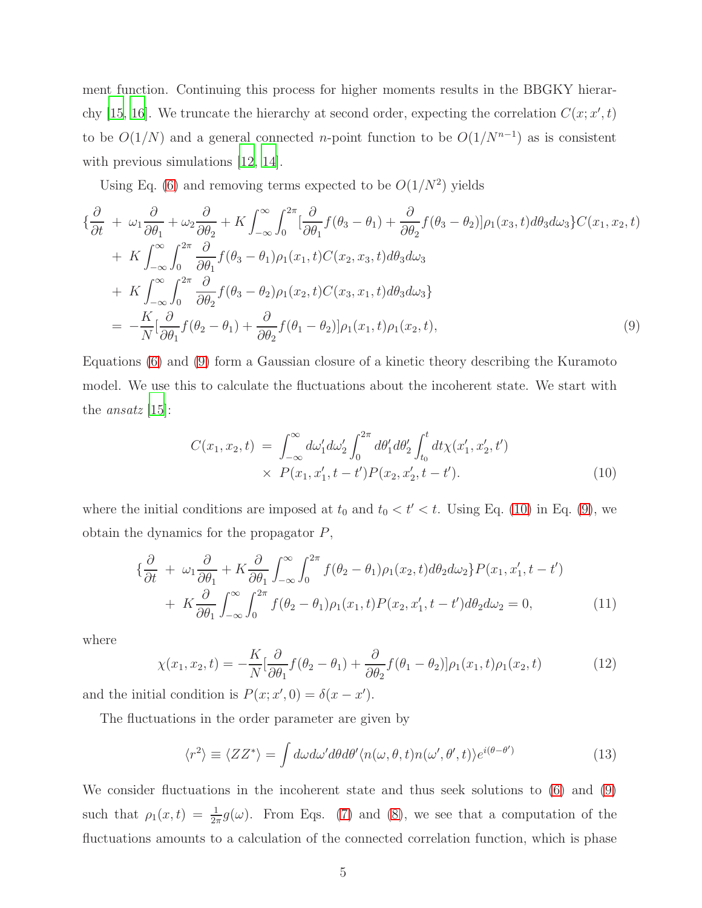ment function. Continuing this process for higher moments results in the BBGKY hierarchy [15, 16]. We truncate the hierarchy at second order, expecting the correlation $C(x;x',t)$ to be $O(1/N)$ and a general connected $n$-point function to be $O(1/N^{n-1})$ as is consistent with previous simulations [12, 14].

Using Eq. (6) and removing terms expected to be $O(1/N^2)$ yields

$$
\begin{aligned}
\{\frac{\partial}{\partial t} \;&+\; \omega_1\frac{\partial}{\partial \theta_1} + \omega_2\frac{\partial}{\partial \theta_2} + K\int_{-\infty}^{\infty}\int_0^{2\pi}[\frac{\partial}{\partial \theta_1}f(\theta_3-\theta_1) + \frac{\partial}{\partial \theta_2}f(\theta_3-\theta_2)]\rho_1(x_3,t)d\theta_3 d\omega_3\}C(x_1,x_2,t) \\
&+\; K\int_{-\infty}^{\infty}\int_0^{2\pi}\frac{\partial}{\partial \theta_1}f(\theta_3-\theta_1)\rho_1(x_1,t)C(x_2,x_3,t)d\theta_3 d\omega_3 \\
&+\; K\int_{-\infty}^{\infty}\int_0^{2\pi}\frac{\partial}{\partial \theta_2}f(\theta_3-\theta_2)\rho_1(x_2,t)C(x_3,x_1,t)d\theta_3 d\omega_3\} \\
&=\; -\frac{K}{N}[\frac{\partial}{\partial \theta_1}f(\theta_2-\theta_1) + \frac{\partial}{\partial \theta_2}f(\theta_1-\theta_2)]\rho_1(x_1,t)\rho_1(x_2,t),
\end{aligned}
\tag{9}
$$

Equations (6) and (9) form a Gaussian closure of a kinetic theory describing the Kuramoto model. We use this to calculate the fluctuations about the incoherent state. We start with the *ansatz* [15]:

$$
\begin{aligned}
C(x_1,x_2,t) \;&=\; \int_{-\infty}^{\infty}d\omega_1' d\omega_2'\int_0^{2\pi}d\theta_1' d\theta_2'\int_{t_0}^{t}dt\chi(x_1',x_2',t') \\
&\times\; P(x_1,x_1',t-t')P(x_2,x_2',t-t').
\end{aligned}
\tag{10}
$$

where the initial conditions are imposed at $t_0$ and $t_0 < t' < t$. Using Eq. (10) in Eq. (9), we obtain the dynamics for the propagator $P$,

$$
\begin{aligned}
\{\frac{\partial}{\partial t} \;&+\; \omega_1\frac{\partial}{\partial \theta_1} + K\frac{\partial}{\partial \theta_1}\int_{-\infty}^{\infty}\int_0^{2\pi}f(\theta_2-\theta_1)\rho_1(x_2,t)d\theta_2 d\omega_2\}P(x_1,x_1',t-t') \\
&+\; K\frac{\partial}{\partial \theta_1}\int_{-\infty}^{\infty}\int_0^{2\pi}f(\theta_2-\theta_1)\rho_1(x_1,t)P(x_2,x_1',t-t')d\theta_2 d\omega_2 = 0,
\end{aligned}
\tag{11}
$$

where

$$
\chi(x_1,x_2,t) = -\frac{K}{N}[\frac{\partial}{\partial \theta_1}f(\theta_2-\theta_1) + \frac{\partial}{\partial \theta_2}f(\theta_1-\theta_2)]\rho_1(x_1,t)\rho_1(x_2,t) \tag{12}
$$

and the initial condition is $P(x;x',0) = \delta(x-x')$.

The fluctuations in the order parameter are given by

$$
\langle r^2\rangle \equiv \langle ZZ^*\rangle = \int d\omega d\omega' d\theta d\theta' \langle n(\omega,\theta,t)n(\omega',\theta',t)\rangle e^{i(\theta-\theta')} \tag{13}
$$

We consider fluctuations in the incoherent state and thus seek solutions to (6) and (9) such that $\rho_1(x,t) = \frac{1}{2\pi}g(\omega)$. From Eqs. (7) and (8), we see that a computation of the fluctuations amounts to a calculation of the connected correlation function, which is phase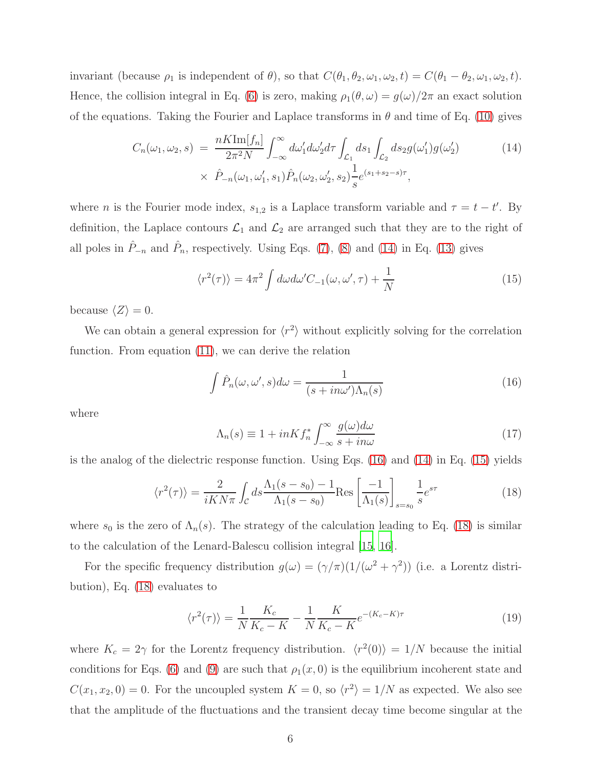invariant (because $\rho_1$ is independent of $\theta$), so that $C(\theta_1, \theta_2, \omega_1, \omega_2, t) = C(\theta_1 - \theta_2, \omega_1, \omega_2, t)$. Hence, the collision integral in Eq. (6) is zero, making $\rho_1(\theta, \omega) = g(\omega)/2\pi$ an exact solution of the equations. Taking the Fourier and Laplace transforms in $\theta$ and time of Eq. (10) gives

$$
\begin{aligned}
C_n(\omega_1, \omega_2, s) \; &= \; \frac{nK\mathrm{Im}[f_n]}{2\pi^2 N} \int_{-\infty}^{\infty} d\omega_1' d\omega_2' d\tau \int_{\mathcal{L}_1} ds_1 \int_{\mathcal{L}_2} ds_2 g(\omega_1') g(\omega_2') \\
&\times \; \hat{P}_{-n}(\omega_1, \omega_1', s_1) \hat{P}_n(\omega_2, \omega_2', s_2) \frac{1}{s} e^{(s_1 + s_2 - s)\tau},
\end{aligned}
\tag{14}
$$

where $n$ is the Fourier mode index, $s_{1,2}$ is a Laplace transform variable and $\tau = t - t'$. By definition, the Laplace contours $\mathcal{L}_1$ and $\mathcal{L}_2$ are arranged such that they are to the right of all poles in $\hat{P}_{-n}$ and $\hat{P}_n$, respectively. Using Eqs. (7), (8) and (14) in Eq. (13) gives

$$
\langle r^2(\tau) \rangle = 4\pi^2 \int d\omega d\omega' C_{-1}(\omega, \omega', \tau) + \frac{1}{N} \tag{15}
$$

because $\langle Z \rangle = 0$.

We can obtain a general expression for $\langle r^2 \rangle$ without explicitly solving for the correlation function. From equation (11), we can derive the relation

$$
\int \hat{P}_n(\omega, \omega', s) d\omega = \frac{1}{(s + in\omega')\Lambda_n(s)} \tag{16}
$$

where

$$
\Lambda_n(s) \equiv 1 + inKf_n^* \int_{-\infty}^{\infty} \frac{g(\omega) d\omega}{s + in\omega} \tag{17}
$$

is the analog of the dielectric response function. Using Eqs. (16) and (14) in Eq. (15) yields

$$
\langle r^2(\tau) \rangle = \frac{2}{iKN\pi} \int_{\mathcal{C}} ds \frac{\Lambda_1(s - s_0) - 1}{\Lambda_1(s - s_0)} \mathrm{Res} \left[ \frac{-1}{\Lambda_1(s)} \right]_{s = s_0} \frac{1}{s} e^{s\tau} \tag{18}
$$

where $s_0$ is the zero of $\Lambda_n(s)$. The strategy of the calculation leading to Eq. (18) is similar to the calculation of the Lenard-Balescu collision integral [15, 16].

For the specific frequency distribution $g(\omega) = (\gamma/\pi)(1/(\omega^2 + \gamma^2))$ (i.e. a Lorentz distribution), Eq. (18) evaluates to

$$
\langle r^2(\tau) \rangle = \frac{1}{N} \frac{K_c}{K_c - K} - \frac{1}{N} \frac{K}{K_c - K} e^{-(K_c - K)\tau} \tag{19}
$$

where $K_c = 2\gamma$ for the Lorentz frequency distribution. $\langle r^2(0) \rangle = 1/N$ because the initial conditions for Eqs. (6) and (9) are such that $\rho_1(x, 0)$ is the equilibrium incoherent state and $C(x_1, x_2, 0) = 0$. For the uncoupled system $K = 0$, so $\langle r^2 \rangle = 1/N$ as expected. We also see that the amplitude of the fluctuations and the transient decay time become singular at the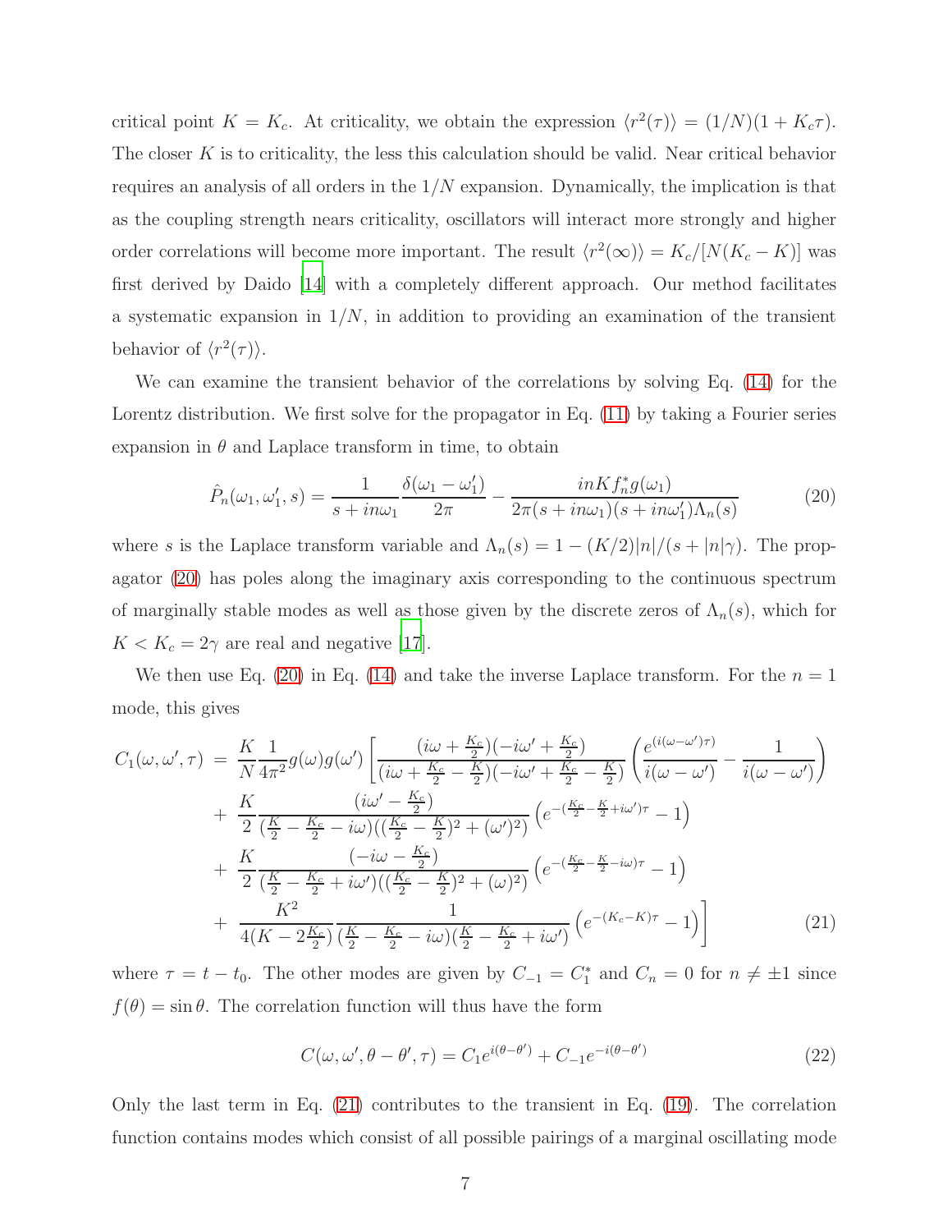critical point $K = K_c$. At criticality, we obtain the expression $\langle r^2(\tau)\rangle = (1/N)(1 + K_c\tau)$. The closer $K$ is to criticality, the less this calculation should be valid. Near critical behavior requires an analysis of all orders in the $1/N$ expansion. Dynamically, the implication is that as the coupling strength nears criticality, oscillators will interact more strongly and higher order correlations will become more important. The result $\langle r^2(\infty)\rangle = K_c/[N(K_c - K)]$ was first derived by Daido [14] with a completely different approach. Our method facilitates a systematic expansion in $1/N$, in addition to providing an examination of the transient behavior of $\langle r^2(\tau)\rangle$.

We can examine the transient behavior of the correlations by solving Eq. (14) for the Lorentz distribution. We first solve for the propagator in Eq. (11) by taking a Fourier series expansion in $\theta$ and Laplace transform in time, to obtain

$$\hat{P}_n(\omega_1, \omega_1', s) = \frac{1}{s + in\omega_1}\frac{\delta(\omega_1 - \omega_1')}{2\pi} - \frac{inKf_n^* g(\omega_1)}{2\pi(s + in\omega_1)(s + in\omega_1')\Lambda_n(s)} \tag{20}$$

where $s$ is the Laplace transform variable and $\Lambda_n(s) = 1 - (K/2)|n|/(s + |n|\gamma)$. The propagator (20) has poles along the imaginary axis corresponding to the continuous spectrum of marginally stable modes as well as those given by the discrete zeros of $\Lambda_n(s)$, which for $K < K_c = 2\gamma$ are real and negative [17].

We then use Eq. (20) in Eq. (14) and take the inverse Laplace transform. For the $n = 1$ mode, this gives

$$\begin{aligned}
C_1(\omega, \omega', \tau) \;=\; & \frac{K}{N}\frac{1}{4\pi^2}g(\omega)g(\omega')\left[\frac{(i\omega + \frac{K_c}{2})(-i\omega' + \frac{K_c}{2})}{(i\omega + \frac{K_c}{2} - \frac{K}{2})(-i\omega' + \frac{K_c}{2} - \frac{K}{2})}\left(\frac{e^{(i(\omega-\omega')\tau)}}{i(\omega - \omega')} - \frac{1}{i(\omega - \omega')}\right)\right. \\
&+ \frac{K}{2}\frac{(i\omega' - \frac{K_c}{2})}{(\frac{K}{2} - \frac{K_c}{2} - i\omega)((\frac{K_c}{2} - \frac{K}{2})^2 + (\omega')^2)}\left(e^{-(\frac{K_c}{2} - \frac{K}{2} + i\omega')\tau} - 1\right) \\
&+ \frac{K}{2}\frac{(-i\omega - \frac{K_c}{2})}{(\frac{K}{2} - \frac{K_c}{2} + i\omega')((\frac{K_c}{2} - \frac{K}{2})^2 + (\omega)^2)}\left(e^{-(\frac{K_c}{2} - \frac{K}{2} - i\omega)\tau} - 1\right) \\
&+ \left.\frac{K^2}{4(K - 2\frac{K_c}{2})}\frac{1}{(\frac{K}{2} - \frac{K_c}{2} - i\omega)(\frac{K}{2} - \frac{K_c}{2} + i\omega')}\left(e^{-(K_c - K)\tau} - 1\right)\right]
\end{aligned} \tag{21}$$

where $\tau = t - t_0$. The other modes are given by $C_{-1} = C_1^*$ and $C_n = 0$ for $n \neq \pm 1$ since $f(\theta) = \sin\theta$. The correlation function will thus have the form

$$C(\omega, \omega', \theta - \theta', \tau) = C_1 e^{i(\theta - \theta')} + C_{-1}e^{-i(\theta - \theta')} \tag{22}$$

Only the last term in Eq. (21) contributes to the transient in Eq. (19). The correlation function contains modes which consist of all possible pairings of a marginal oscillating mode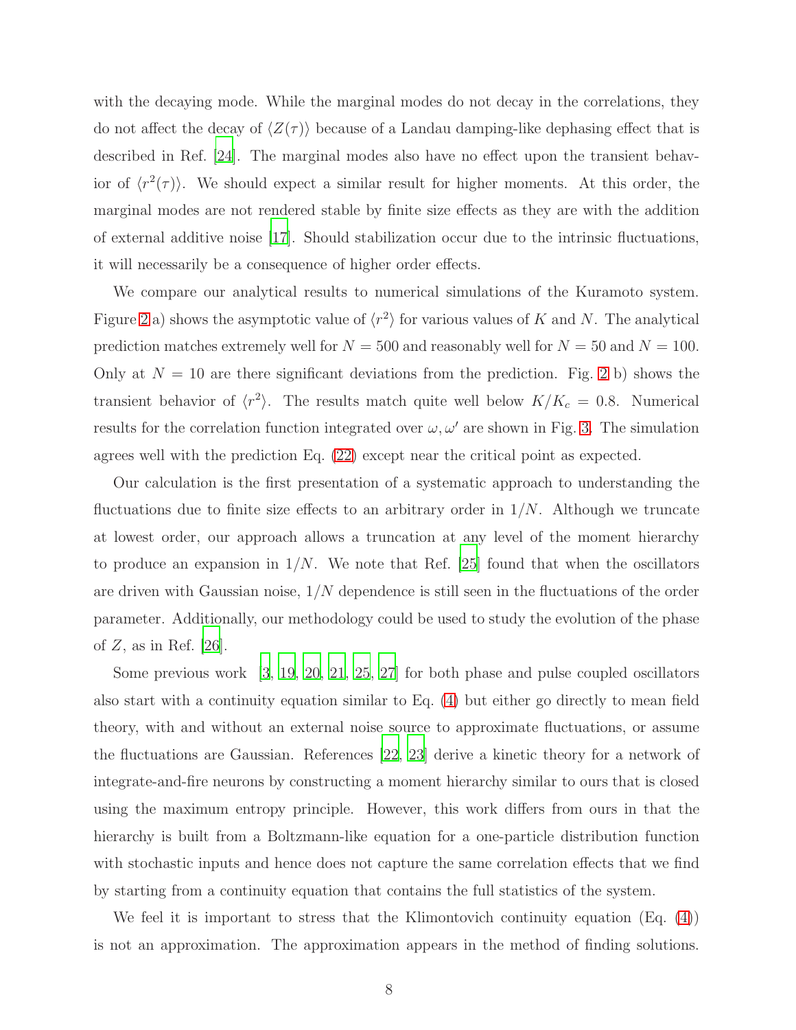with the decaying mode. While the marginal modes do not decay in the correlations, they do not affect the decay of $\langle Z(\tau)\rangle$ because of a Landau damping-like dephasing effect that is described in Ref. [24]. The marginal modes also have no effect upon the transient behavior of $\langle r^2(\tau)\rangle$. We should expect a similar result for higher moments. At this order, the marginal modes are not rendered stable by finite size effects as they are with the addition of external additive noise [17]. Should stabilization occur due to the intrinsic fluctuations, it will necessarily be a consequence of higher order effects.

We compare our analytical results to numerical simulations of the Kuramoto system. Figure 2 a) shows the asymptotic value of $\langle r^2\rangle$ for various values of $K$ and $N$. The analytical prediction matches extremely well for $N = 500$ and reasonably well for $N = 50$ and $N = 100$. Only at $N = 10$ are there significant deviations from the prediction. Fig. 2 b) shows the transient behavior of $\langle r^2\rangle$. The results match quite well below $K/K_c = 0.8$. Numerical results for the correlation function integrated over $\omega, \omega'$ are shown in Fig. 3. The simulation agrees well with the prediction Eq. (22) except near the critical point as expected.

Our calculation is the first presentation of a systematic approach to understanding the fluctuations due to finite size effects to an arbitrary order in $1/N$. Although we truncate at lowest order, our approach allows a truncation at any level of the moment hierarchy to produce an expansion in $1/N$. We note that Ref. [25] found that when the oscillators are driven with Gaussian noise, $1/N$ dependence is still seen in the fluctuations of the order parameter. Additionally, our methodology could be used to study the evolution of the phase of $Z$, as in Ref. [26].

Some previous work [3, 19, 20, 21, 25, 27] for both phase and pulse coupled oscillators also start with a continuity equation similar to Eq. (4) but either go directly to mean field theory, with and without an external noise source to approximate fluctuations, or assume the fluctuations are Gaussian. References [22, 23] derive a kinetic theory for a network of integrate-and-fire neurons by constructing a moment hierarchy similar to ours that is closed using the maximum entropy principle. However, this work differs from ours in that the hierarchy is built from a Boltzmann-like equation for a one-particle distribution function with stochastic inputs and hence does not capture the same correlation effects that we find by starting from a continuity equation that contains the full statistics of the system.

We feel it is important to stress that the Klimontovich continuity equation (Eq. (4)) is not an approximation. The approximation appears in the method of finding solutions.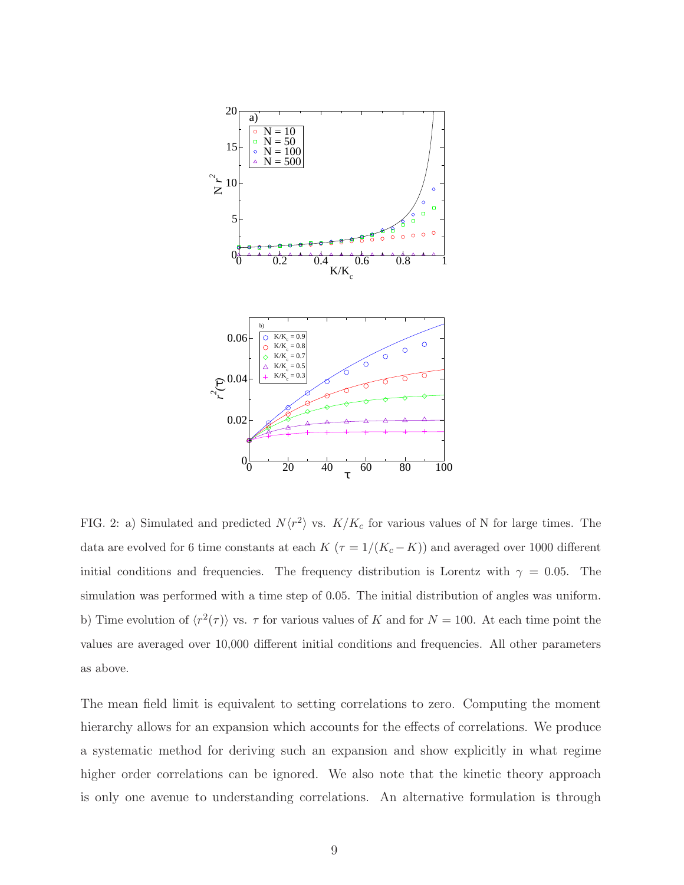FIG. 2: a) Simulated and predicted $N\langle r^2\rangle$ vs. $K/K_c$ for various values of N for large times. The data are evolved for 6 time constants at each $K$ ($\tau = 1/(K_c - K)$) and averaged over 1000 different initial conditions and frequencies. The frequency distribution is Lorentz with $\gamma = 0.05$. The simulation was performed with a time step of 0.05. The initial distribution of angles was uniform. b) Time evolution of $\langle r^2(\tau)\rangle$ vs. $\tau$ for various values of $K$ and for $N = 100$. At each time point the values are averaged over 10,000 different initial conditions and frequencies. All other parameters as above.

The mean field limit is equivalent to setting correlations to zero. Computing the moment hierarchy allows for an expansion which accounts for the effects of correlations. We produce a systematic method for deriving such an expansion and show explicitly in what regime higher order correlations can be ignored. We also note that the kinetic theory approach is only one avenue to understanding correlations. An alternative formulation is through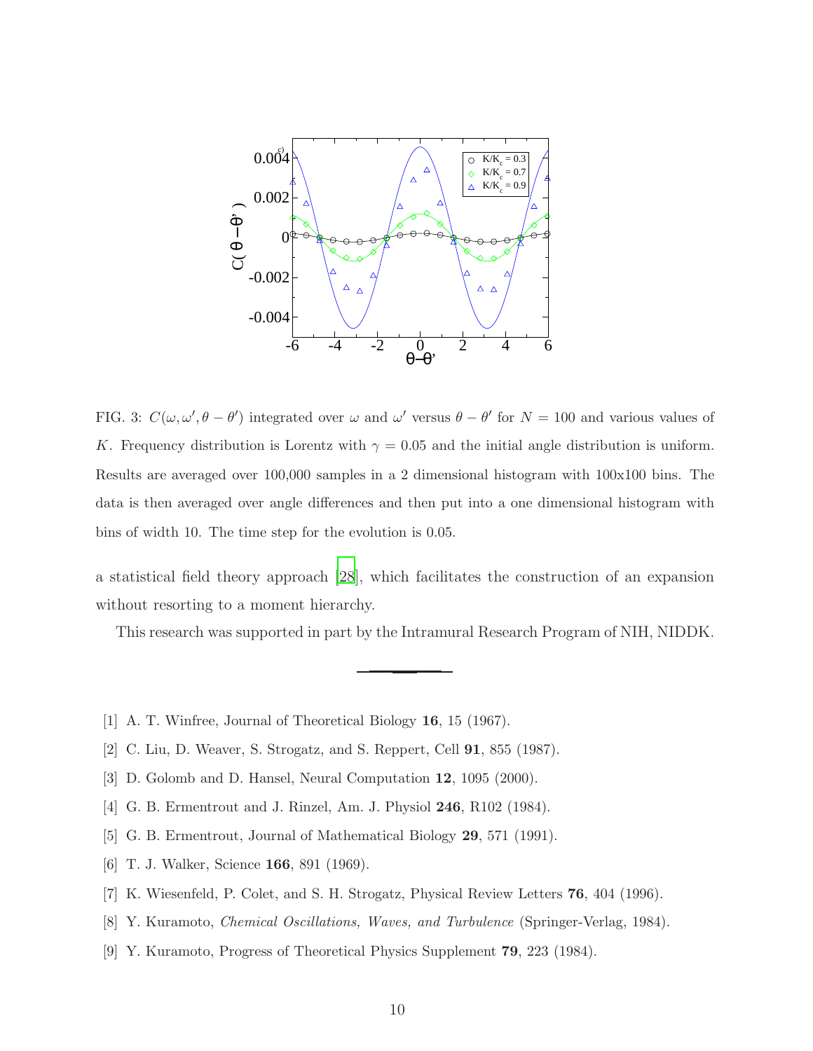FIG. 3: $C(\omega, \omega', \theta - \theta')$ integrated over $\omega$ and $\omega'$ versus $\theta - \theta'$ for $N = 100$ and various values of $K$. Frequency distribution is Lorentz with $\gamma = 0.05$ and the initial angle distribution is uniform. Results are averaged over 100,000 samples in a 2 dimensional histogram with 100x100 bins. The data is then averaged over angle differences and then put into a one dimensional histogram with bins of width 10. The time step for the evolution is 0.05.

a statistical field theory approach [28], which facilitates the construction of an expansion without resorting to a moment hierarchy.

This research was supported in part by the Intramural Research Program of NIH, NIDDK.

---

[1] A. T. Winfree, Journal of Theoretical Biology **16**, 15 (1967).

[2] C. Liu, D. Weaver, S. Strogatz, and S. Reppert, Cell **91**, 855 (1987).

[3] D. Golomb and D. Hansel, Neural Computation **12**, 1095 (2000).

[4] G. B. Ermentrout and J. Rinzel, Am. J. Physiol **246**, R102 (1984).

[5] G. B. Ermentrout, Journal of Mathematical Biology **29**, 571 (1991).

[6] T. J. Walker, Science **166**, 891 (1969).

[7] K. Wiesenfeld, P. Colet, and S. H. Strogatz, Physical Review Letters **76**, 404 (1996).

[8] Y. Kuramoto, *Chemical Oscillations, Waves, and Turbulence* (Springer-Verlag, 1984).

[9] Y. Kuramoto, Progress of Theoretical Physics Supplement **79**, 223 (1984).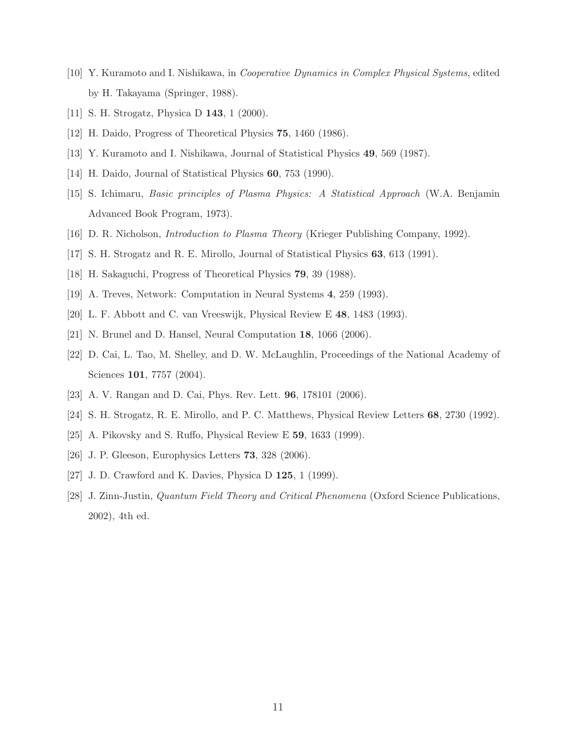[10] Y. Kuramoto and I. Nishikawa, in *Cooperative Dynamics in Complex Physical Systems*, edited by H. Takayama (Springer, 1988).

[11] S. H. Strogatz, Physica D **143**, 1 (2000).

[12] H. Daido, Progress of Theoretical Physics **75**, 1460 (1986).

[13] Y. Kuramoto and I. Nishikawa, Journal of Statistical Physics **49**, 569 (1987).

[14] H. Daido, Journal of Statistical Physics **60**, 753 (1990).

[15] S. Ichimaru, *Basic principles of Plasma Physics: A Statistical Approach* (W.A. Benjamin Advanced Book Program, 1973).

[16] D. R. Nicholson, *Introduction to Plasma Theory* (Krieger Publishing Company, 1992).

[17] S. H. Strogatz and R. E. Mirollo, Journal of Statistical Physics **63**, 613 (1991).

[18] H. Sakaguchi, Progress of Theoretical Physics **79**, 39 (1988).

[19] A. Treves, Network: Computation in Neural Systems **4**, 259 (1993).

[20] L. F. Abbott and C. van Vreeswijk, Physical Review E **48**, 1483 (1993).

[21] N. Brunel and D. Hansel, Neural Computation **18**, 1066 (2006).

[22] D. Cai, L. Tao, M. Shelley, and D. W. McLaughlin, Proceedings of the National Academy of Sciences **101**, 7757 (2004).

[23] A. V. Rangan and D. Cai, Phys. Rev. Lett. **96**, 178101 (2006).

[24] S. H. Strogatz, R. E. Mirollo, and P. C. Matthews, Physical Review Letters **68**, 2730 (1992).

[25] A. Pikovsky and S. Ruffo, Physical Review E **59**, 1633 (1999).

[26] J. P. Gleeson, Europhysics Letters **73**, 328 (2006).

[27] J. D. Crawford and K. Davies, Physica D **125**, 1 (1999).

[28] J. Zinn-Justin, *Quantum Field Theory and Critical Phenomena* (Oxford Science Publications, 2002), 4th ed.